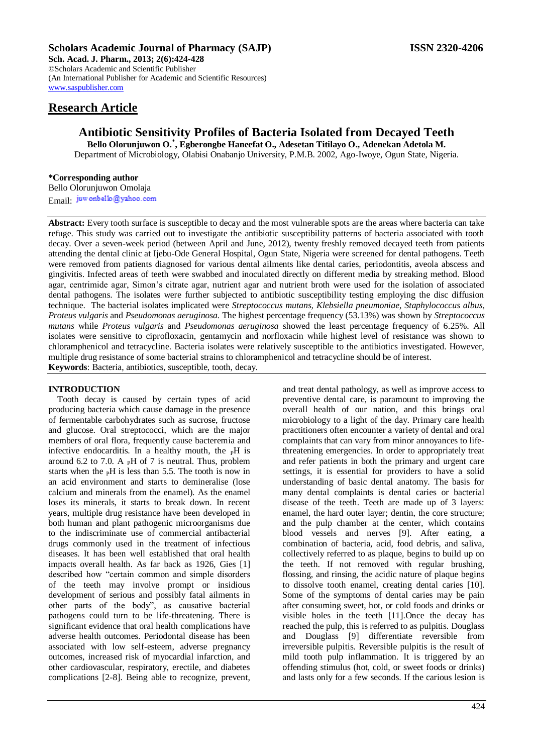## Research Article

# Antibiotic Sensitivity Profiles of Bacteria Isolated from Decayed Teeth

**Bello Olorunjuwon O.[*], Egberongbe Haneefat O., Adesetan Titilayo O., Adenekan Adetola M.**

Department of Microbiology, Olabisi Onabanjo University, P.M.B. 2002, Ago-Iwoye, Ogun State, Nigeria.

**\*Corresponding author**
Bello Olorunjuwon Omolaja
Email: juwonbello@yahoo.com

**Abstract:** Every tooth surface is susceptible to decay and the most vulnerable spots are the areas where bacteria can take refuge. This study was carried out to investigate the antibiotic susceptibility patterns of bacteria associated with tooth decay. Over a seven-week period (between April and June, 2012), twenty freshly removed decayed teeth from patients attending the dental clinic at Ijebu-Ode General Hospital, Ogun State, Nigeria were screened for dental pathogens. Teeth were removed from patients diagnosed for various dental ailments like dental caries, periodontitis, aveola abscess and gingivitis. Infected areas of teeth were swabbed and inoculated directly on different media by streaking method. Blood agar, centrimide agar, Simon's citrate agar, nutrient agar and nutrient broth were used for the isolation of associated dental pathogens. The isolates were further subjected to antibiotic susceptibility testing employing the disc diffusion technique. The bacterial isolates implicated were *Streptococcus mutans, Klebsiella pneumoniae*, *Staphylococcus albus, Proteus vulgaris* and *Pseudomonas aeruginosa.* The highest percentage frequency (53.13%) was shown by *Streptococcus mutans* while *Proteus vulgaris* and *Pseudomonas aeruginosa* showed the least percentage frequency of 6.25%. All isolates were sensitive to ciprofloxacin, gentamycin and norfloxacin while highest level of resistance was shown to chloramphenicol and tetracycline. Bacteria isolates were relatively susceptible to the antibiotics investigated. However, multiple drug resistance of some bacterial strains to chloramphenicol and tetracycline should be of interest.

**Keywords**: Bacteria, antibiotics, susceptible, tooth, decay.

## INTRODUCTION

Tooth decay is caused by certain types of acid producing bacteria which cause damage in the presence of fermentable carbohydrates such as sucrose, fructose and glucose. Oral streptococci, which are the major members of oral flora, frequently cause bacteremia and infective endocarditis. In a healthy mouth, the $_{P}$H is around 6.2 to 7.0. A $_{P}$H of 7 is neutral. Thus, problem starts when the $_{P}$H is less than 5.5. The tooth is now in an acid environment and starts to demineralise (lose calcium and minerals from the enamel). As the enamel loses its minerals, it starts to break down. In recent years, multiple drug resistance have been developed in both human and plant pathogenic microorganisms due to the indiscriminate use of commercial antibacterial drugs commonly used in the treatment of infectious diseases. It has been well established that oral health impacts overall health. As far back as 1926, Gies [1] described how "certain common and simple disorders of the teeth may involve prompt or insidious development of serious and possibly fatal ailments in other parts of the body", as causative bacterial pathogens could turn to be life-threatening. There is significant evidence that oral health complications have adverse health outcomes. Periodontal disease has been associated with low self-esteem, adverse pregnancy outcomes, increased risk of myocardial infarction, and other cardiovascular, respiratory, erectile, and diabetes complications [2-8]. Being able to recognize, prevent, and treat dental pathology, as well as improve access to preventive dental care, is paramount to improving the overall health of our nation, and this brings oral microbiology to a light of the day. Primary care health practitioners often encounter a variety of dental and oral complaints that can vary from minor annoyances to life-threatening emergencies. In order to appropriately treat and refer patients in both the primary and urgent care settings, it is essential for providers to have a solid understanding of basic dental anatomy. The basis for many dental complaints is dental caries or bacterial disease of the teeth. Teeth are made up of 3 layers: enamel, the hard outer layer; dentin, the core structure; and the pulp chamber at the center, which contains blood vessels and nerves [9]. After eating, a combination of bacteria, acid, food debris, and saliva, collectively referred to as plaque, begins to build up on the teeth. If not removed with regular brushing, flossing, and rinsing, the acidic nature of plaque begins to dissolve tooth enamel, creating dental caries [10]. Some of the symptoms of dental caries may be pain after consuming sweet, hot, or cold foods and drinks or visible holes in the teeth [11].Once the decay has reached the pulp, this is referred to as pulpitis. Douglass and Douglass [9] differentiate reversible from irreversible pulpitis. Reversible pulpitis is the result of mild tooth pulp inflammation. It is triggered by an offending stimulus (hot, cold, or sweet foods or drinks) and lasts only for a few seconds. If the carious lesion is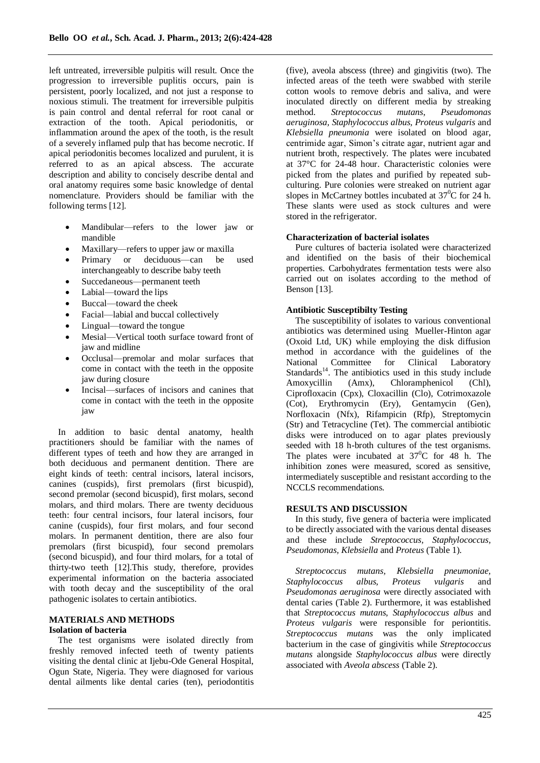left untreated, irreversible pulpitis will result. Once the progression to irreversible puplitis occurs, pain is persistent, poorly localized, and not just a response to noxious stimuli. The treatment for irreversible pulpitis is pain control and dental referral for root canal or extraction of the tooth. Apical periodonitis, or inflammation around the apex of the tooth, is the result of a severely inflamed pulp that has become necrotic. If apical periodonitis becomes localized and purulent, it is referred to as an apical abscess. The accurate description and ability to concisely describe dental and oral anatomy requires some basic knowledge of dental nomenclature. Providers should be familiar with the following terms [12].

- Mandibular—refers to the lower jaw or mandible
- Maxillary—refers to upper jaw or maxilla
- Primary or deciduous—can be used interchangeably to describe baby teeth
- Succedaneous—permanent teeth
- Labial—toward the lips
- Buccal—toward the cheek
- Facial—labial and buccal collectively
- Lingual—toward the tongue
- Mesial—Vertical tooth surface toward front of jaw and midline
- Occlusal—premolar and molar surfaces that come in contact with the teeth in the opposite jaw during closure
- Incisal—surfaces of incisors and canines that come in contact with the teeth in the opposite jaw

In addition to basic dental anatomy, health practitioners should be familiar with the names of different types of teeth and how they are arranged in both deciduous and permanent dentition. There are eight kinds of teeth: central incisors, lateral incisors, canines (cuspids), first premolars (first bicuspid), second premolar (second bicuspid), first molars, second molars, and third molars. There are twenty deciduous teeth: four central incisors, four lateral incisors, four canine (cuspids), four first molars, and four second molars. In permanent dentition, there are also four premolars (first bicuspid), four second premolars (second bicuspid), and four third molars, for a total of thirty-two teeth [12].This study, therefore, provides experimental information on the bacteria associated with tooth decay and the susceptibility of the oral pathogenic isolates to certain antibiotics.

## MATERIALS AND METHODS

### Isolation of bacteria

The test organisms were isolated directly from freshly removed infected teeth of twenty patients visiting the dental clinic at Ijebu-Ode General Hospital, Ogun State, Nigeria. They were diagnosed for various dental ailments like dental caries (ten), periodontitis (five), aveola abscess (three) and gingivitis (two). The infected areas of the teeth were swabbed with sterile cotton wools to remove debris and saliva, and were inoculated directly on different media by streaking method. *Streptococcus mutans*, *Pseudomonas aeruginosa, Staphylococcus albus, Proteus vulgaris* and *Klebsiella pneumonia* were isolated on blood agar, centrimide agar, Simon's citrate agar, nutrient agar and nutrient broth, respectively. The plates were incubated at 37°C for 24-48 hour. Characteristic colonies were picked from the plates and purified by repeated sub-culturing. Pure colonies were streaked on nutrient agar slopes in McCartney bottles incubated at $37^0$C for 24 h. These slants were used as stock cultures and were stored in the refrigerator.

### Characterization of bacterial isolates

Pure cultures of bacteria isolated were characterized and identified on the basis of their biochemical properties. Carbohydrates fermentation tests were also carried out on isolates according to the method of Benson [13].

### Antibiotic Susceptibilty Testing

The susceptibility of isolates to various conventional antibiotics was determined using Mueller-Hinton agar (Oxoid Ltd, UK) while employing the disk diffusion method in accordance with the guidelines of the National Committee for Clinical Laboratory Standards[14]. The antibiotics used in this study include Amoxycillin (Amx), Chloramphenicol (Chl), Ciprofloxacin (Cpx), Cloxacillin (Clo), Cotrimoxazole (Cot), Erythromycin (Ery), Gentamycin (Gen), Norfloxacin (Nfx), Rifampicin (Rfp), Streptomycin (Str) and Tetracycline (Tet). The commercial antibiotic disks were introduced on to agar plates previously seeded with 18 h-broth cultures of the test organisms. The plates were incubated at $37^0$C for 48 h. The inhibition zones were measured, scored as sensitive, intermediately susceptible and resistant according to the NCCLS recommendations.

## RESULTS AND DISCUSSION

In this study, five genera of bacteria were implicated to be directly associated with the various dental diseases and these include *Streptococcus, Staphylococcus, Pseudomonas, Klebsiella* and *Proteus* (Table 1).

*Streptococcus mutans, Klebsiella pneumoniae, Staphylococcus albus, Proteus vulgaris* and *Pseudomonas aeruginosa* were directly associated with dental caries (Table 2). Furthermore, it was established that *Streptococcus mutans*, *Staphylococcus albus* and *Proteus vulgaris* were responsible for periontitis. *Streptococcus mutans* was the only implicated bacterium in the case of gingivitis while *Streptococcus mutans* alongside *Staphylococcus albus* were directly associated with *Aveola abscess* (Table 2).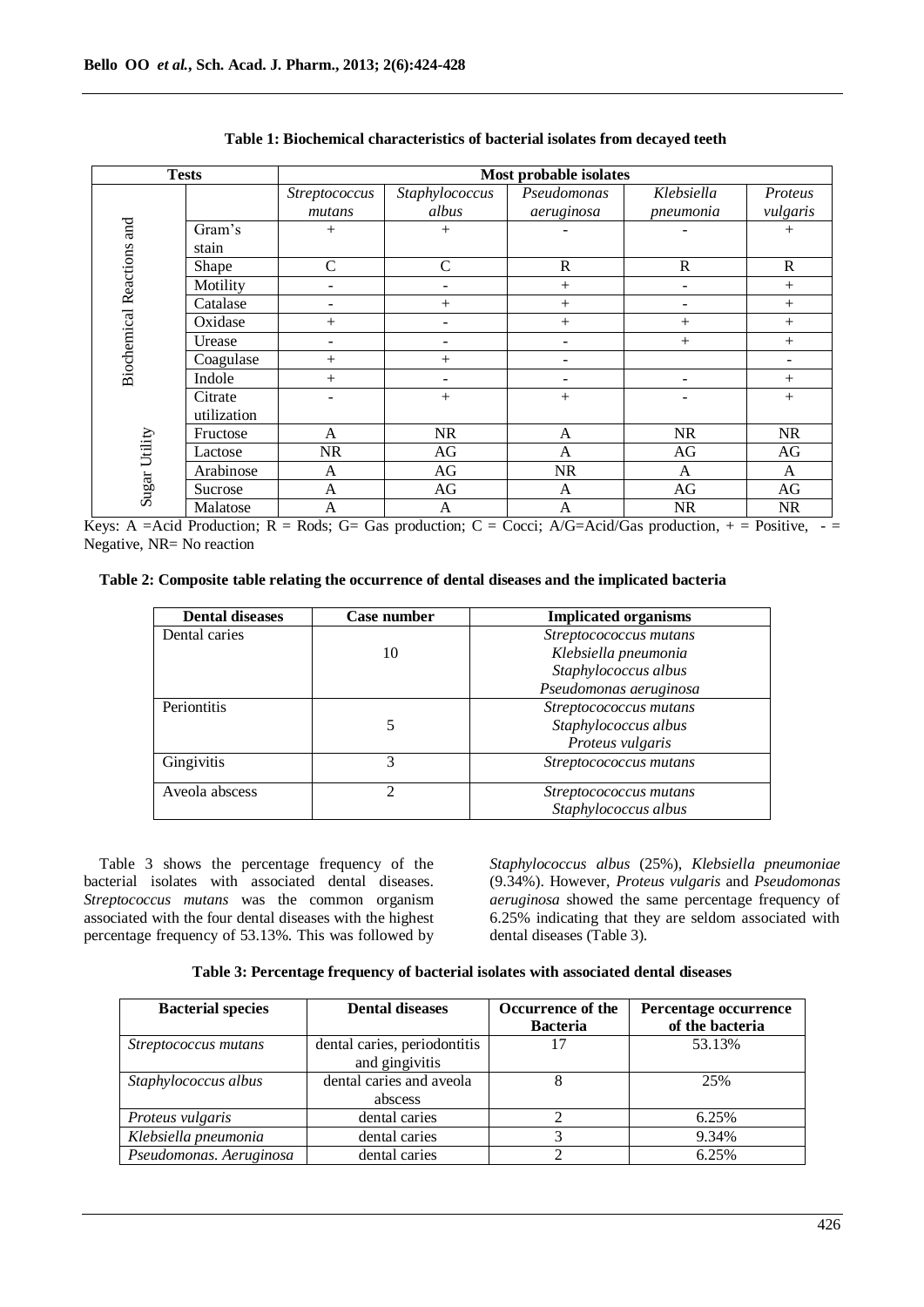**Table 1: Biochemical characteristics of bacterial isolates from decayed teeth**

| Tests | | Most probable isolates | | | | |
|---|---|---|---|---|---|---|
| | | *Streptococcus mutans* | *Staphylococcus albus* | *Pseudomonas aeruginosa* | *Klebsiella pneumonia* | *Proteus vulgaris* |
| Biochemical Reactions and | Gram's stain | + | + | - | - | + |
| | Shape | C | C | R | R | R |
| | Motility | - | - | + | - | + |
| | Catalase | - | + | + | - | + |
| | Oxidase | + | - | + | + | + |
| | Urease | - | - | - | + | + |
| | Coagulase | + | + | - | | - |
| | Indole | + | - | - | - | + |
| | Citrate utilization | - | + | + | - | + |
| Sugar Utility | Fructose | A | NR | A | NR | NR |
| | Lactose | NR | AG | A | AG | AG |
| | Arabinose | A | AG | NR | A | A |
| | Sucrose | A | AG | A | AG | AG |
| | Malatose | A | A | A | NR | NR |

Keys: A =Acid Production; R = Rods; G= Gas production; C = Cocci; A/G=Acid/Gas production, + = Positive, - = Negative, NR= No reaction

**Table 2: Composite table relating the occurrence of dental diseases and the implicated bacteria**

| Dental diseases | Case number | Implicated organisms |
|---|---|---|
| Dental caries | 10 | *Streptocococcus mutans*<br>*Klebsiella pneumonia*<br>*Staphylococcus albus*<br>*Pseudomonas aeruginosa* |
| Periontitis | 5 | *Streptocococcus mutans*<br>*Staphylococcus albus*<br>*Proteus vulgaris* |
| Gingivitis | 3 | *Streptocococcus mutans* |
| Aveola abscess | 2 | *Streptocococcus mutans*<br>*Staphylococcus albus* |

Table 3 shows the percentage frequency of the bacterial isolates with associated dental diseases. *Streptococcus mutans* was the common organism associated with the four dental diseases with the highest percentage frequency of 53.13%. This was followed by *Staphylococcus albus* (25%), *Klebsiella pneumoniae* (9.34%). However, *Proteus vulgaris* and *Pseudomonas aeruginosa* showed the same percentage frequency of 6.25% indicating that they are seldom associated with dental diseases (Table 3).

**Table 3: Percentage frequency of bacterial isolates with associated dental diseases**

| Bacterial species | Dental diseases | Occurrence of the Bacteria | Percentage occurrence of the bacteria |
|---|---|---|---|
| *Streptococcus mutans* | dental caries, periodontitis and gingivitis | 17 | 53.13% |
| *Staphylococcus albus* | dental caries and aveola abscess | 8 | 25% |
| *Proteus vulgaris* | dental caries | 2 | 6.25% |
| *Klebsiella pneumonia* | dental caries | 3 | 9.34% |
| *Pseudomonas. Aeruginosa* | dental caries | 2 | 6.25% |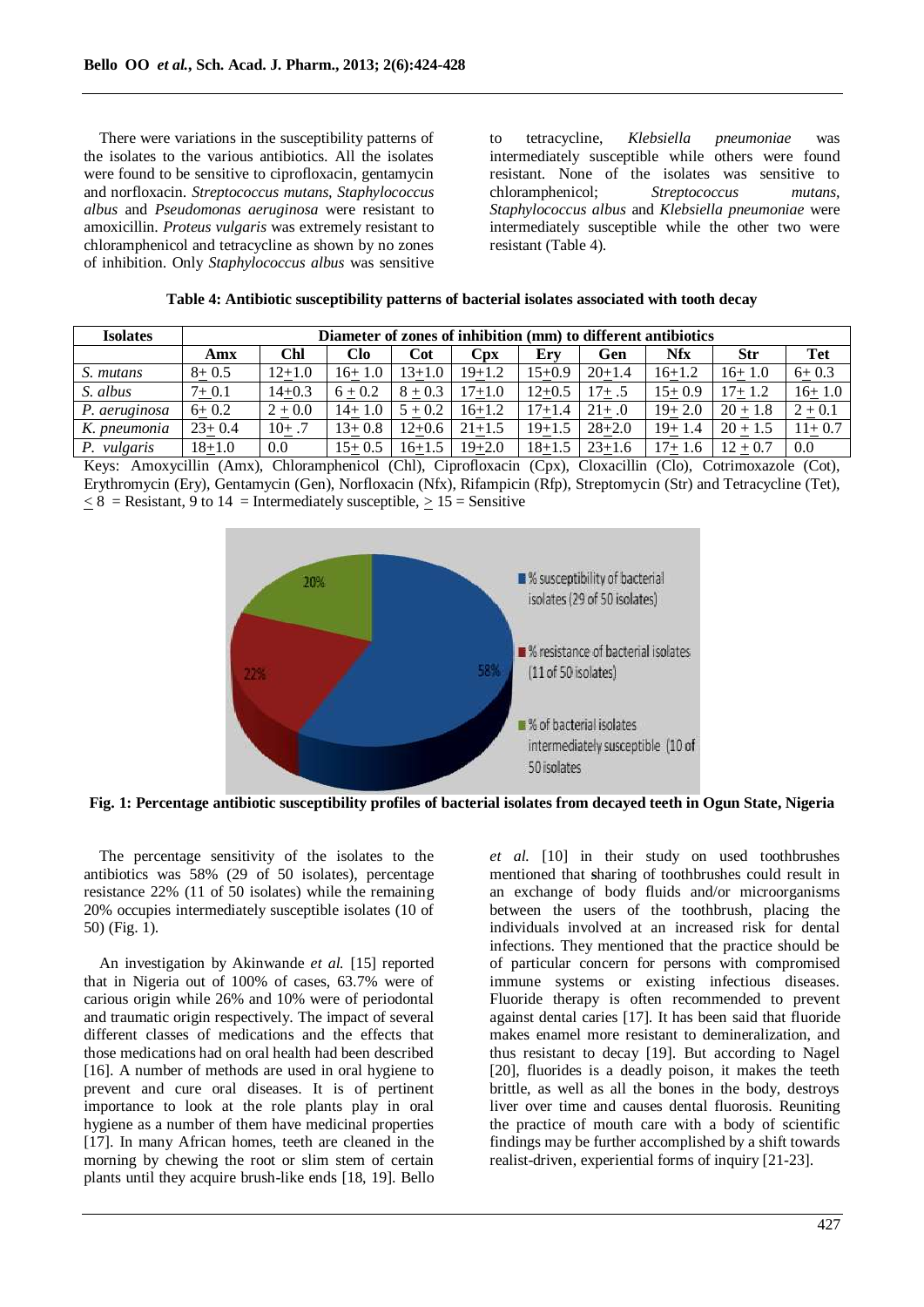There were variations in the susceptibility patterns of the isolates to the various antibiotics. All the isolates were found to be sensitive to ciprofloxacin, gentamycin and norfloxacin. *Streptococcus mutans*, *Staphylococcus albus* and *Pseudomonas aeruginosa* were resistant to amoxicillin. *Proteus vulgaris* was extremely resistant to chloramphenicol and tetracycline as shown by no zones of inhibition. Only *Staphylococcus albus* was sensitive to tetracycline, *Klebsiella pneumoniae* was intermediately susceptible while others were found resistant. None of the isolates was sensitive to chloramphenicol; *Streptococcus mutans*, *Staphylococcus albus* and *Klebsiella pneumoniae* were intermediately susceptible while the other two were resistant (Table 4).

**Table 4: Antibiotic susceptibility patterns of bacterial isolates associated with tooth decay**

| Isolates | Diameter of zones of inhibition (mm) to different antibiotics | | | | | | | | | |
|---|---|---|---|---|---|---|---|---|---|---|
| | Amx | Chl | Clo | Cot | Cpx | Ery | Gen | Nfx | Str | Tet |
| *S. mutans* | 8± 0.5 | 12±1.0 | 16± 1.0 | 13±1.0 | 19±1.2 | 15±0.9 | 20±1.4 | 16±1.2 | 16± 1.0 | 6± 0.3 |
| *S. albus* | 7± 0.1 | 14±0.3 | 6 ± 0.2 | 8 ± 0.3 | 17±1.0 | 12±0.5 | 17± .5 | 15± 0.9 | 17± 1.2 | 16± 1.0 |
| *P. aeruginosa* | 6± 0.2 | 2 ± 0.0 | 14± 1.0 | 5 ± 0.2 | 16±1.2 | 17±1.4 | 21± .0 | 19± 2.0 | 20 ± 1.8 | 2 ± 0.1 |
| *K. pneumonia* | 23± 0.4 | 10± .7 | 13± 0.8 | 12±0.6 | 21±1.5 | 19±1.5 | 28±2.0 | 19± 1.4 | 20 ± 1.5 | 11± 0.7 |
| *P. vulgaris* | 18±1.0 | 0.0 | 15± 0.5 | 16±1.5 | 19±2.0 | 18±1.5 | 23±1.6 | 17± 1.6 | 12 ± 0.7 | 0.0 |

Keys: Amoxycillin (Amx), Chloramphenicol (Chl), Ciprofloxacin (Cpx), Cloxacillin (Clo), Cotrimoxazole (Cot), Erythromycin (Ery), Gentamycin (Gen), Norfloxacin (Nfx), Rifampicin (Rfp), Streptomycin (Str) and Tetracycline (Tet), ≤ 8 = Resistant, 9 to 14 = Intermediately susceptible, ≥ 15 = Sensitive

**Fig. 1: Percentage antibiotic susceptibility profiles of bacterial isolates from decayed teeth in Ogun State, Nigeria**

The percentage sensitivity of the isolates to the antibiotics was 58% (29 of 50 isolates), percentage resistance 22% (11 of 50 isolates) while the remaining 20% occupies intermediately susceptible isolates (10 of 50) (Fig. 1).

An investigation by Akinwande *et al.* [15] reported that in Nigeria out of 100% of cases, 63.7% were of carious origin while 26% and 10% were of periodontal and traumatic origin respectively. The impact of several different classes of medications and the effects that those medications had on oral health had been described [16]. A number of methods are used in oral hygiene to prevent and cure oral diseases. It is of pertinent importance to look at the role plants play in oral hygiene as a number of them have medicinal properties [17]. In many African homes, teeth are cleaned in the morning by chewing the root or slim stem of certain plants until they acquire brush-like ends [18, 19]. Bello *et al.* [10] in their study on used toothbrushes mentioned that sharing of toothbrushes could result in an exchange of body fluids and/or microorganisms between the users of the toothbrush, placing the individuals involved at an increased risk for dental infections. They mentioned that the practice should be of particular concern for persons with compromised immune systems or existing infectious diseases. Fluoride therapy is often recommended to prevent against dental caries [17]. It has been said that fluoride makes enamel more resistant to demineralization, and thus resistant to decay [19]. But according to Nagel [20], fluorides is a deadly poison, it makes the teeth brittle, as well as all the bones in the body, destroys liver over time and causes dental fluorosis. Reuniting the practice of mouth care with a body of scientific findings may be further accomplished by a shift towards realist-driven, experiential forms of inquiry [21-23].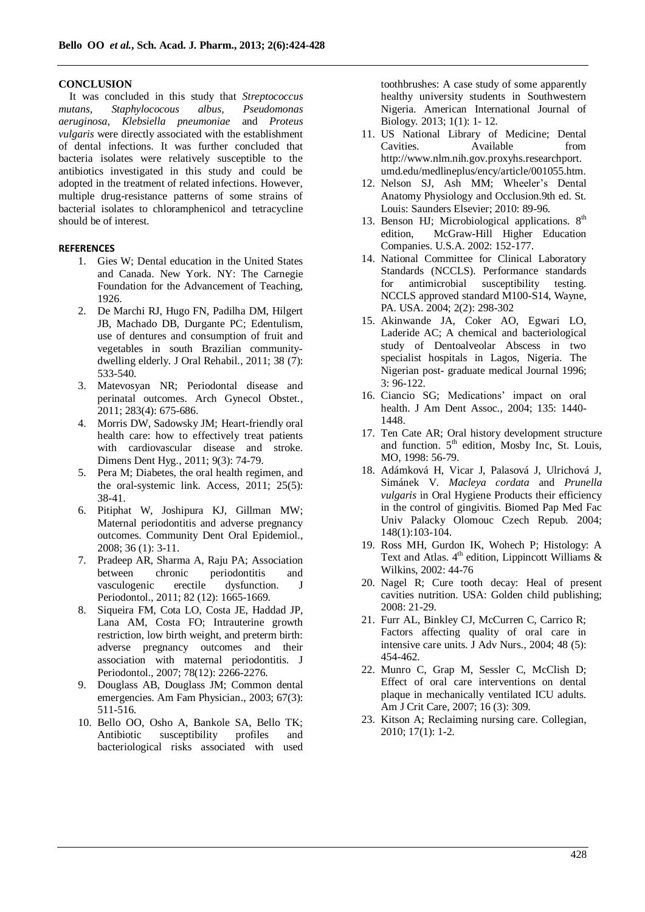## CONCLUSION

It was concluded in this study that *Streptococcus mutans, Staphylococous albus, Pseudomonas aeruginosa, Klebsiella pneumoniae* and *Proteus vulgaris* were directly associated with the establishment of dental infections. It was further concluded that bacteria isolates were relatively susceptible to the antibiotics investigated in this study and could be adopted in the treatment of related infections. However, multiple drug-resistance patterns of some strains of bacterial isolates to chloramphenicol and tetracycline should be of interest.

## REFERENCES

1. Gies W; Dental education in the United States and Canada. New York. NY: The Carnegie Foundation for the Advancement of Teaching, 1926.
2. De Marchi RJ, Hugo FN, Padilha DM, Hilgert JB, Machado DB, Durgante PC; Edentulism, use of dentures and consumption of fruit and vegetables in south Brazilian community-dwelling elderly. J Oral Rehabil., 2011; 38 (7): 533-540.
3. Matevosyan NR; Periodontal disease and perinatal outcomes. Arch Gynecol Obstet., 2011; 283(4): 675-686.
4. Morris DW, Sadowsky JM; Heart-friendly oral health care: how to effectively treat patients with cardiovascular disease and stroke. Dimens Dent Hyg., 2011; 9(3): 74-79.
5. Pera M; Diabetes, the oral health regimen, and the oral-systemic link. Access, 2011; 25(5): 38-41.
6. Pitiphat W, Joshipura KJ, Gillman MW; Maternal periodontitis and adverse pregnancy outcomes. Community Dent Oral Epidemiol., 2008; 36 (1): 3-11.
7. Pradeep AR, Sharma A, Raju PA; Association between chronic periodontitis and vasculogenic erectile dysfunction. J Periodontol., 2011; 82 (12): 1665-1669.
8. Siqueira FM, Cota LO, Costa JE, Haddad JP, Lana AM, Costa FO; Intrauterine growth restriction, low birth weight, and preterm birth: adverse pregnancy outcomes and their association with maternal periodontitis. J Periodontol., 2007; 78(12): 2266-2276.
9. Douglass AB, Douglass JM; Common dental emergencies. Am Fam Physician., 2003; 67(3): 511-516.
10. Bello OO, Osho A, Bankole SA, Bello TK; Antibiotic susceptibility profiles and bacteriological risks associated with used toothbrushes: A case study of some apparently healthy university students in Southwestern Nigeria. American International Journal of Biology. 2013; 1(1): 1- 12.
11. US National Library of Medicine; Dental Cavities. Available from http://www.nlm.nih.gov.proxyhs.researchport.umd.edu/medlineplus/ency/article/001055.htm.
12. Nelson SJ, Ash MM; Wheeler's Dental Anatomy Physiology and Occlusion.9th ed. St. Louis: Saunders Elsevier; 2010: 89-96.
13. Benson HJ; Microbiological applications. 8th edition, McGraw-Hill Higher Education Companies. U.S.A. 2002: 152-177.
14. National Committee for Clinical Laboratory Standards (NCCLS). Performance standards for antimicrobial susceptibility testing. NCCLS approved standard M100-S14, Wayne, PA. USA. 2004; 2(2): 298-302
15. Akinwande JA, Coker AO, Egwari LO, Laderide AC; A chemical and bacteriological study of Dentoalveolar Abscess in two specialist hospitals in Lagos, Nigeria. The Nigerian post- graduate medical Journal 1996; 3: 96-122.
16. Ciancio SG; Medications' impact on oral health. J Am Dent Assoc., 2004; 135: 1440-1448.
17. Ten Cate AR; Oral history development structure and function. 5th edition, Mosby Inc, St. Louis, MO, 1998: 56-79.
18. Adámková H, Vicar J, Palasová J, Ulrichová J, Simánek V. *Macleya cordata* and *Prunella vulgaris* in Oral Hygiene Products their efficiency in the control of gingivitis. Biomed Pap Med Fac Univ Palacky Olomouc Czech Repub. 2004; 148(1):103-104.
19. Ross MH, Gurdon IK, Wohech P; Histology: A Text and Atlas. 4th edition, Lippincott Williams & Wilkins, 2002: 44-76
20. Nagel R; Cure tooth decay: Heal of present cavities nutrition. USA: Golden child publishing; 2008: 21-29.
21. Furr AL, Binkley CJ, McCurren C, Carrico R; Factors affecting quality of oral care in intensive care units. J Adv Nurs., 2004; 48 (5): 454-462.
22. Munro C, Grap M, Sessler C, McClish D; Effect of oral care interventions on dental plaque in mechanically ventilated ICU adults. Am J Crit Care, 2007; 16 (3): 309.
23. Kitson A; Reclaiming nursing care. Collegian, 2010; 17(1): 1-2.